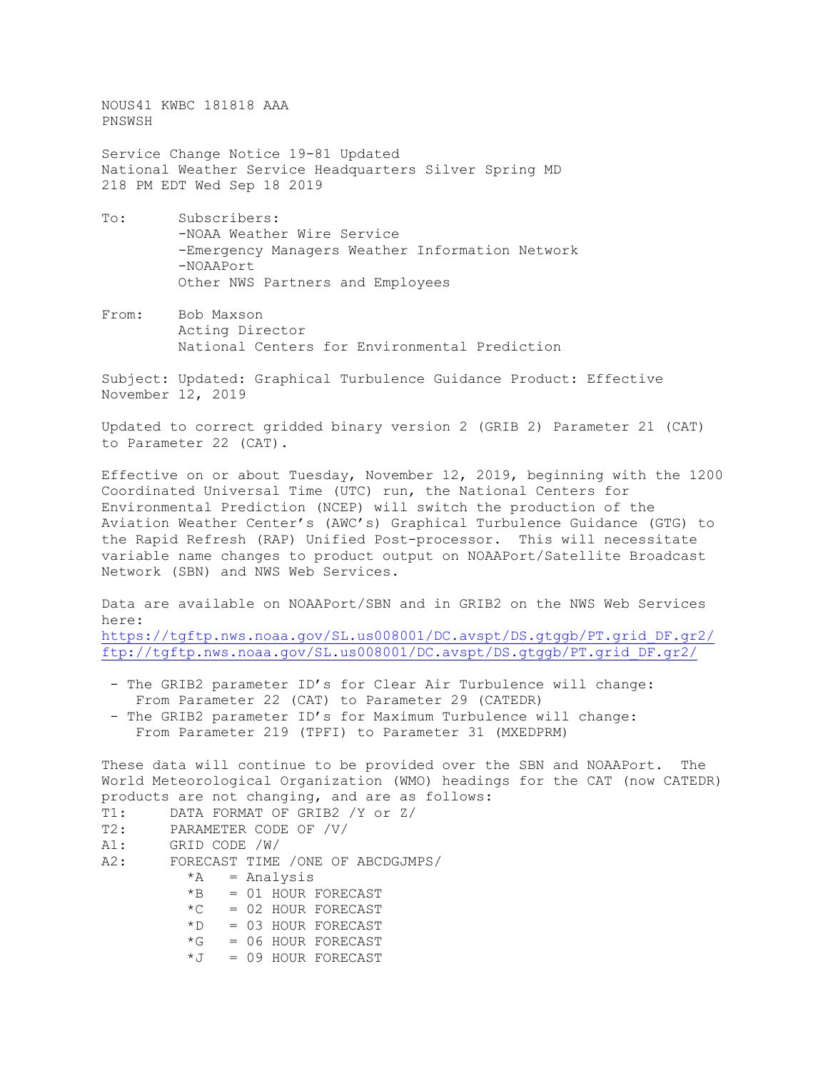NOUS41 KWBC 181818 AAA
PNSWSH

Service Change Notice 19-81 Updated
National Weather Service Headquarters Silver Spring MD
218 PM EDT Wed Sep 18 2019

To: Subscribers:
-NOAA Weather Wire Service
-Emergency Managers Weather Information Network
-NOAAPort
Other NWS Partners and Employees

From: Bob Maxson
Acting Director
National Centers for Environmental Prediction

Subject: Updated: Graphical Turbulence Guidance Product: Effective November 12, 2019

Updated to correct gridded binary version 2 (GRIB 2) Parameter 21 (CAT) to Parameter 22 (CAT).

Effective on or about Tuesday, November 12, 2019, beginning with the 1200 Coordinated Universal Time (UTC) run, the National Centers for Environmental Prediction (NCEP) will switch the production of the Aviation Weather Center's (AWC's) Graphical Turbulence Guidance (GTG) to the Rapid Refresh (RAP) Unified Post-processor. This will necessitate variable name changes to product output on NOAAPort/Satellite Broadcast Network (SBN) and NWS Web Services.

Data are available on NOAAPort/SBN and in GRIB2 on the NWS Web Services here:
https://tgftp.nws.noaa.gov/SL.us008001/DC.avspt/DS.gtggb/PT.grid_DF.gr2/
ftp://tgftp.nws.noaa.gov/SL.us008001/DC.avspt/DS.gtggb/PT.grid_DF.gr2/

- The GRIB2 parameter ID's for Clear Air Turbulence will change:
  From Parameter 22 (CAT) to Parameter 29 (CATEDR)
- The GRIB2 parameter ID's for Maximum Turbulence will change:
  From Parameter 219 (TPFI) to Parameter 31 (MXEDPRM)

These data will continue to be provided over the SBN and NOAAPort. The World Meteorological Organization (WMO) headings for the CAT (now CATEDR) products are not changing, and are as follows:

```
T1:     DATA FORMAT OF GRIB2 /Y or Z/
T2:     PARAMETER CODE OF /V/
A1:     GRID CODE /W/
A2:     FORECAST TIME /ONE OF ABCDGJMPS/
          *A   = Analysis
          *B   = 01 HOUR FORECAST
          *C   = 02 HOUR FORECAST
          *D   = 03 HOUR FORECAST
          *G   = 06 HOUR FORECAST
          *J   = 09 HOUR FORECAST
```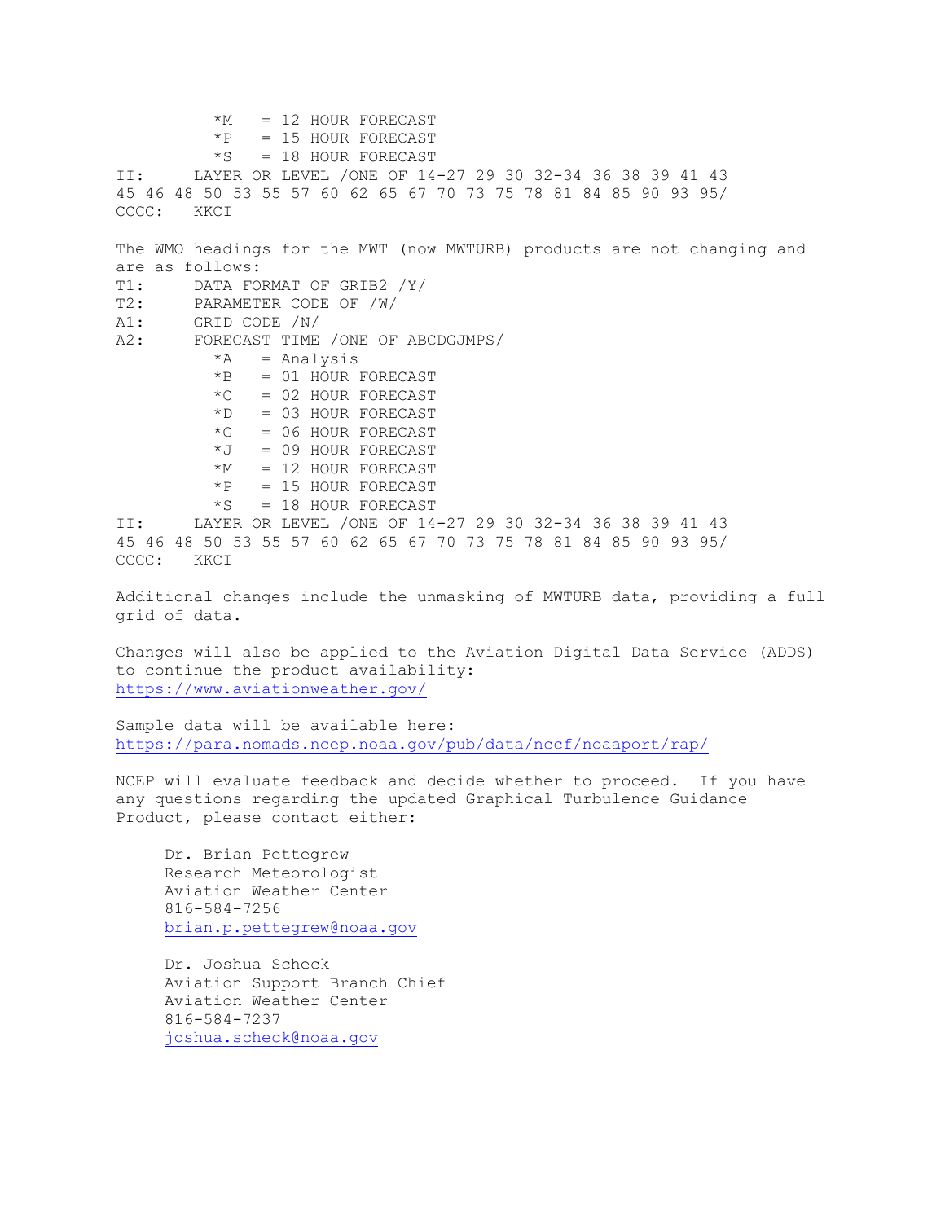```
          *M   = 12 HOUR FORECAST
          *P   = 15 HOUR FORECAST
          *S   = 18 HOUR FORECAST
II:     LAYER OR LEVEL /ONE OF 14-27 29 30 32-34 36 38 39 41 43
45 46 48 50 53 55 57 60 62 65 67 70 73 75 78 81 84 85 90 93 95/
CCCC:   KKCI
```

The WMO headings for the MWT (now MWTURB) products are not changing and are as follows:

```
T1:     DATA FORMAT OF GRIB2 /Y/
T2:     PARAMETER CODE OF /W/
A1:     GRID CODE /N/
A2:     FORECAST TIME /ONE OF ABCDGJMPS/
          *A   = Analysis
          *B   = 01 HOUR FORECAST
          *C   = 02 HOUR FORECAST
          *D   = 03 HOUR FORECAST
          *G   = 06 HOUR FORECAST
          *J   = 09 HOUR FORECAST
          *M   = 12 HOUR FORECAST
          *P   = 15 HOUR FORECAST
          *S   = 18 HOUR FORECAST
II:     LAYER OR LEVEL /ONE OF 14-27 29 30 32-34 36 38 39 41 43
45 46 48 50 53 55 57 60 62 65 67 70 73 75 78 81 84 85 90 93 95/
CCCC:   KKCI
```

Additional changes include the unmasking of MWTURB data, providing a full grid of data.

Changes will also be applied to the Aviation Digital Data Service (ADDS) to continue the product availability:
https://www.aviationweather.gov/

Sample data will be available here:
https://para.nomads.ncep.noaa.gov/pub/data/nccf/noaaport/rap/

NCEP will evaluate feedback and decide whether to proceed. If you have any questions regarding the updated Graphical Turbulence Guidance Product, please contact either:

Dr. Brian Pettegrew
Research Meteorologist
Aviation Weather Center
816-584-7256
brian.p.pettegrew@noaa.gov

Dr. Joshua Scheck
Aviation Support Branch Chief
Aviation Weather Center
816-584-7237
joshua.scheck@noaa.gov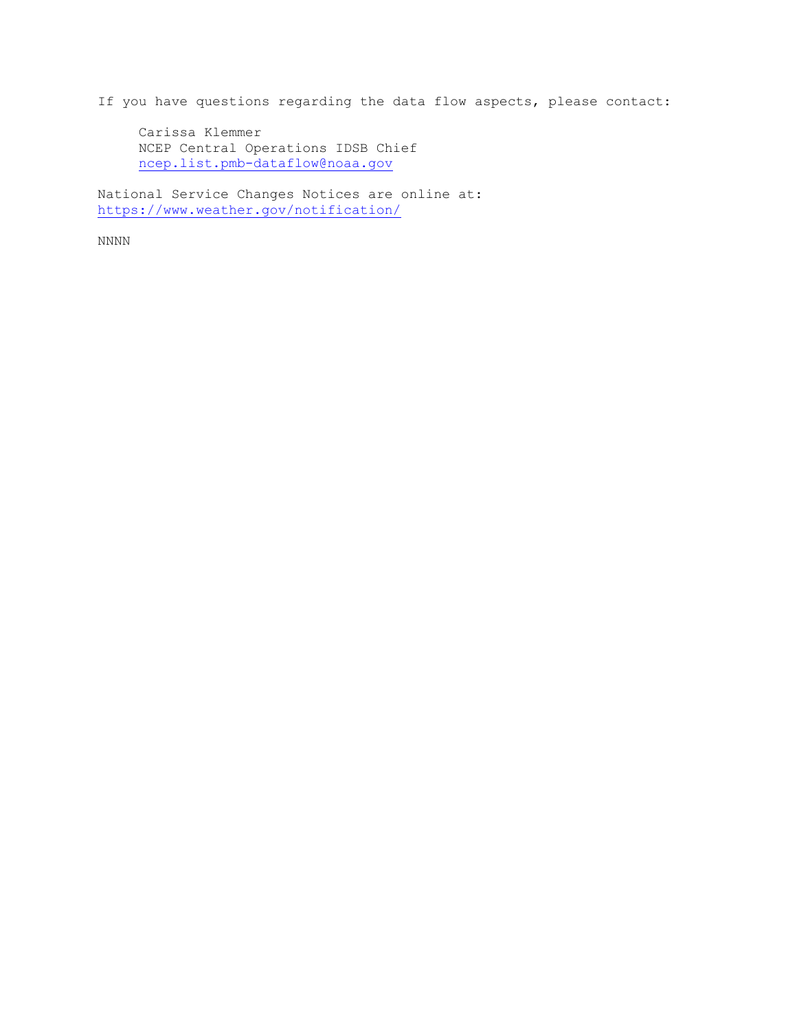If you have questions regarding the data flow aspects, please contact:

Carissa Klemmer
NCEP Central Operations IDSB Chief
ncep.list.pmb-dataflow@noaa.gov

National Service Changes Notices are online at:
https://www.weather.gov/notification/

NNNN